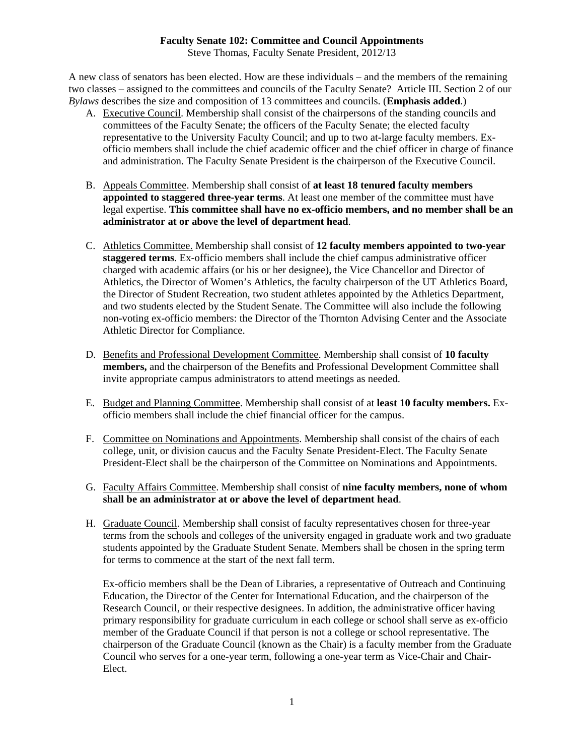# Faculty Senate 102: Committee and Council Appointments

Steve Thomas, Faculty Senate President, 2012/13

A new class of senators has been elected. How are these individuals – and the members of the remaining two classes – assigned to the committees and councils of the Faculty Senate? Article III. Section 2 of our *Bylaws* describes the size and composition of 13 committees and councils. (**Emphasis added**.)

A. <u>Executive Council</u>. Membership shall consist of the chairpersons of the standing councils and committees of the Faculty Senate; the officers of the Faculty Senate; the elected faculty representative to the University Faculty Council; and up to two at-large faculty members. Ex-officio members shall include the chief academic officer and the chief officer in charge of finance and administration. The Faculty Senate President is the chairperson of the Executive Council.

B. <u>Appeals Committee</u>. Membership shall consist of **at least 18 tenured faculty members appointed to staggered three-year terms**. At least one member of the committee must have legal expertise. **This committee shall have no ex-officio members, and no member shall be an administrator at or above the level of department head**.

C. <u>Athletics Committee.</u> Membership shall consist of **12 faculty members appointed to two-year staggered terms**. Ex-officio members shall include the chief campus administrative officer charged with academic affairs (or his or her designee), the Vice Chancellor and Director of Athletics, the Director of Women's Athletics, the faculty chairperson of the UT Athletics Board, the Director of Student Recreation, two student athletes appointed by the Athletics Department, and two students elected by the Student Senate. The Committee will also include the following non-voting ex-officio members: the Director of the Thornton Advising Center and the Associate Athletic Director for Compliance.

D. <u>Benefits and Professional Development Committee</u>. Membership shall consist of **10 faculty members,** and the chairperson of the Benefits and Professional Development Committee shall invite appropriate campus administrators to attend meetings as needed.

E. <u>Budget and Planning Committee</u>. Membership shall consist of at **least 10 faculty members.** Ex-officio members shall include the chief financial officer for the campus.

F. <u>Committee on Nominations and Appointments</u>. Membership shall consist of the chairs of each college, unit, or division caucus and the Faculty Senate President-Elect. The Faculty Senate President-Elect shall be the chairperson of the Committee on Nominations and Appointments.

G. <u>Faculty Affairs Committee</u>. Membership shall consist of **nine faculty members, none of whom shall be an administrator at or above the level of department head**.

H. <u>Graduate Council</u>. Membership shall consist of faculty representatives chosen for three-year terms from the schools and colleges of the university engaged in graduate work and two graduate students appointed by the Graduate Student Senate. Members shall be chosen in the spring term for terms to commence at the start of the next fall term.

   Ex-officio members shall be the Dean of Libraries, a representative of Outreach and Continuing Education, the Director of the Center for International Education, and the chairperson of the Research Council, or their respective designees. In addition, the administrative officer having primary responsibility for graduate curriculum in each college or school shall serve as ex-officio member of the Graduate Council if that person is not a college or school representative. The chairperson of the Graduate Council (known as the Chair) is a faculty member from the Graduate Council who serves for a one-year term, following a one-year term as Vice-Chair and Chair-Elect.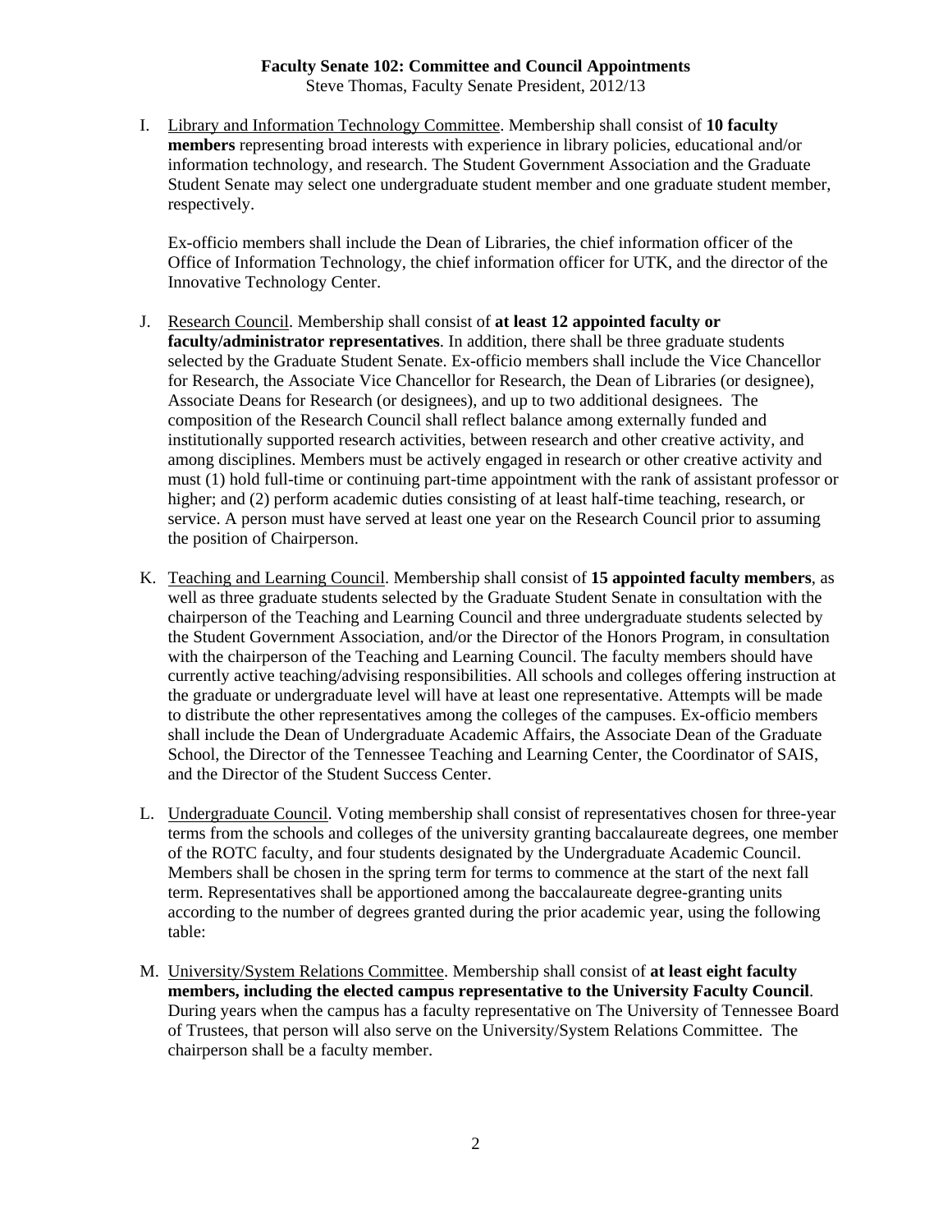**Faculty Senate 102: Committee and Council Appointments**
Steve Thomas, Faculty Senate President, 2012/13

I. Library and Information Technology Committee. Membership shall consist of **10 faculty members** representing broad interests with experience in library policies, educational and/or information technology, and research. The Student Government Association and the Graduate Student Senate may select one undergraduate student member and one graduate student member, respectively.

   Ex-officio members shall include the Dean of Libraries, the chief information officer of the Office of Information Technology, the chief information officer for UTK, and the director of the Innovative Technology Center.

J. Research Council. Membership shall consist of **at least 12 appointed faculty or faculty/administrator representatives**. In addition, there shall be three graduate students selected by the Graduate Student Senate. Ex-officio members shall include the Vice Chancellor for Research, the Associate Vice Chancellor for Research, the Dean of Libraries (or designee), Associate Deans for Research (or designees), and up to two additional designees. The composition of the Research Council shall reflect balance among externally funded and institutionally supported research activities, between research and other creative activity, and among disciplines. Members must be actively engaged in research or other creative activity and must (1) hold full-time or continuing part-time appointment with the rank of assistant professor or higher; and (2) perform academic duties consisting of at least half-time teaching, research, or service. A person must have served at least one year on the Research Council prior to assuming the position of Chairperson.

K. Teaching and Learning Council. Membership shall consist of **15 appointed faculty members**, as well as three graduate students selected by the Graduate Student Senate in consultation with the chairperson of the Teaching and Learning Council and three undergraduate students selected by the Student Government Association, and/or the Director of the Honors Program, in consultation with the chairperson of the Teaching and Learning Council. The faculty members should have currently active teaching/advising responsibilities. All schools and colleges offering instruction at the graduate or undergraduate level will have at least one representative. Attempts will be made to distribute the other representatives among the colleges of the campuses. Ex-officio members shall include the Dean of Undergraduate Academic Affairs, the Associate Dean of the Graduate School, the Director of the Tennessee Teaching and Learning Center, the Coordinator of SAIS, and the Director of the Student Success Center.

L. Undergraduate Council. Voting membership shall consist of representatives chosen for three-year terms from the schools and colleges of the university granting baccalaureate degrees, one member of the ROTC faculty, and four students designated by the Undergraduate Academic Council. Members shall be chosen in the spring term for terms to commence at the start of the next fall term. Representatives shall be apportioned among the baccalaureate degree-granting units according to the number of degrees granted during the prior academic year, using the following table:

M. University/System Relations Committee. Membership shall consist of **at least eight faculty members, including the elected campus representative to the University Faculty Council**. During years when the campus has a faculty representative on The University of Tennessee Board of Trustees, that person will also serve on the University/System Relations Committee. The chairperson shall be a faculty member.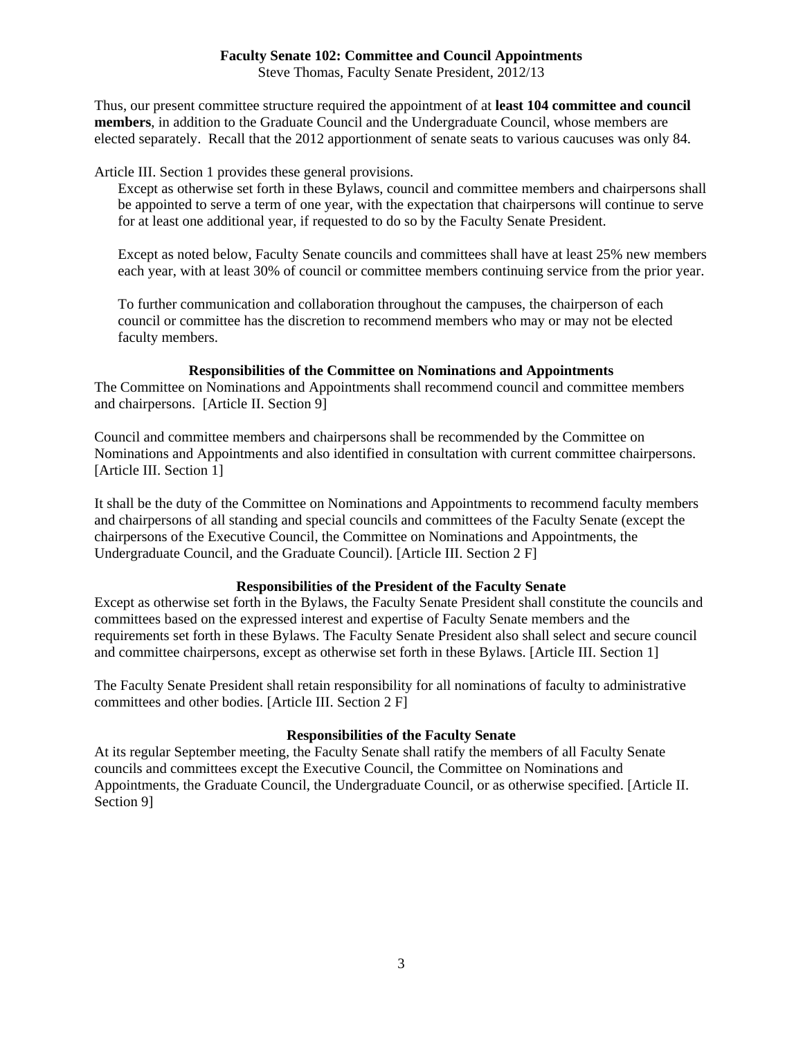Thus, our present committee structure required the appointment of at **least 104 committee and council members**, in addition to the Graduate Council and the Undergraduate Council, whose members are elected separately. Recall that the 2012 apportionment of senate seats to various caucuses was only 84.

Article III. Section 1 provides these general provisions.

> Except as otherwise set forth in these Bylaws, council and committee members and chairpersons shall be appointed to serve a term of one year, with the expectation that chairpersons will continue to serve for at least one additional year, if requested to do so by the Faculty Senate President.
>
> Except as noted below, Faculty Senate councils and committees shall have at least 25% new members each year, with at least 30% of council or committee members continuing service from the prior year.
>
> To further communication and collaboration throughout the campuses, the chairperson of each council or committee has the discretion to recommend members who may or may not be elected faculty members.

### Responsibilities of the Committee on Nominations and Appointments

The Committee on Nominations and Appointments shall recommend council and committee members and chairpersons. [Article II. Section 9]

Council and committee members and chairpersons shall be recommended by the Committee on Nominations and Appointments and also identified in consultation with current committee chairpersons. [Article III. Section 1]

It shall be the duty of the Committee on Nominations and Appointments to recommend faculty members and chairpersons of all standing and special councils and committees of the Faculty Senate (except the chairpersons of the Executive Council, the Committee on Nominations and Appointments, the Undergraduate Council, and the Graduate Council). [Article III. Section 2 F]

### Responsibilities of the President of the Faculty Senate

Except as otherwise set forth in the Bylaws, the Faculty Senate President shall constitute the councils and committees based on the expressed interest and expertise of Faculty Senate members and the requirements set forth in these Bylaws. The Faculty Senate President also shall select and secure council and committee chairpersons, except as otherwise set forth in these Bylaws. [Article III. Section 1]

The Faculty Senate President shall retain responsibility for all nominations of faculty to administrative committees and other bodies. [Article III. Section 2 F]

### Responsibilities of the Faculty Senate

At its regular September meeting, the Faculty Senate shall ratify the members of all Faculty Senate councils and committees except the Executive Council, the Committee on Nominations and Appointments, the Graduate Council, the Undergraduate Council, or as otherwise specified. [Article II. Section 9]